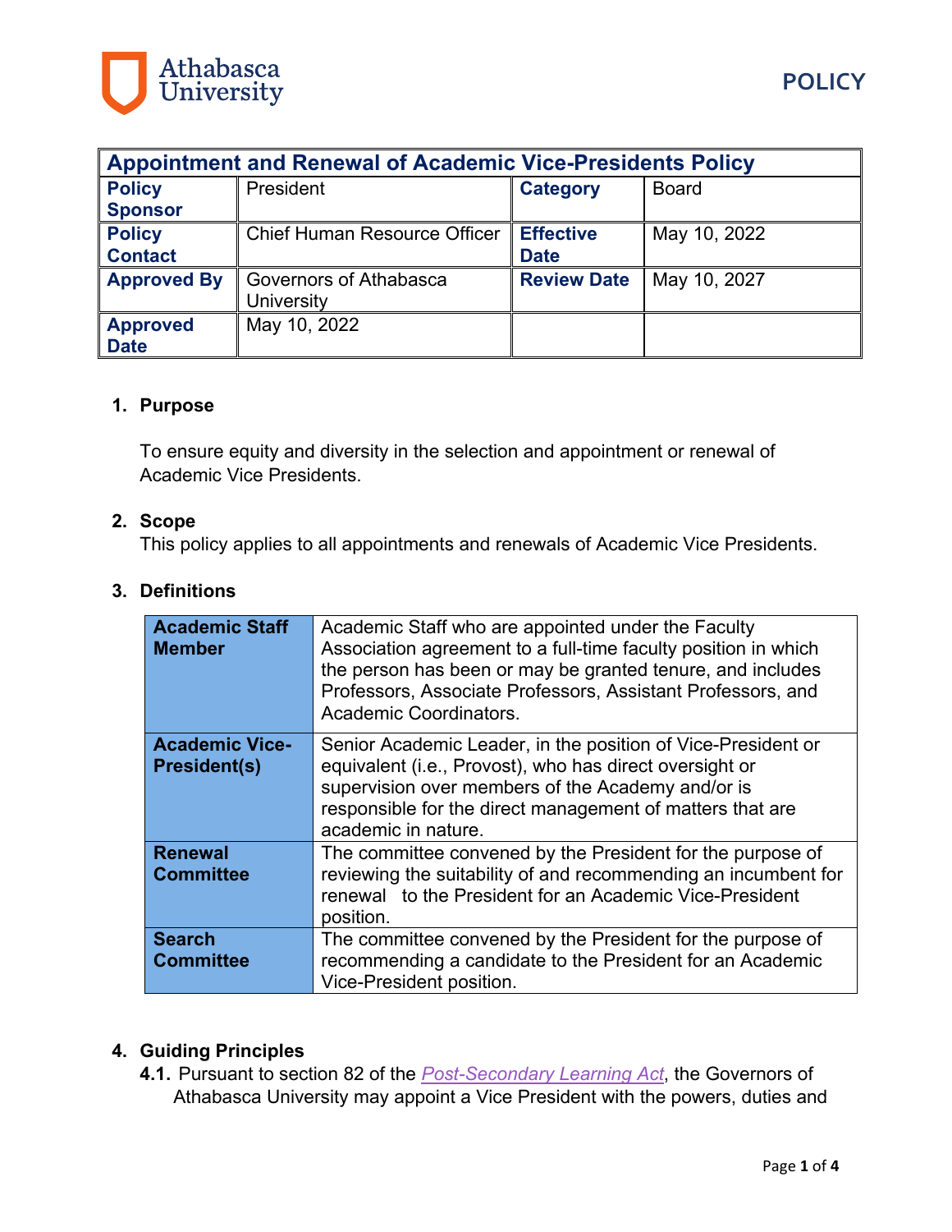**POLICY**

| Appointment and Renewal of Academic Vice-Presidents Policy | | | |
|---|---|---|---|
| **Policy Sponsor** | President | **Category** | Board |
| **Policy Contact** | Chief Human Resource Officer | **Effective Date** | May 10, 2022 |
| **Approved By** | Governors of Athabasca University | **Review Date** | May 10, 2027 |
| **Approved Date** | May 10, 2022 | | |

## 1. Purpose

To ensure equity and diversity in the selection and appointment or renewal of Academic Vice Presidents.

## 2. Scope

This policy applies to all appointments and renewals of Academic Vice Presidents.

## 3. Definitions

| Term | Definition |
|---|---|
| **Academic Staff Member** | Academic Staff who are appointed under the Faculty Association agreement to a full-time faculty position in which the person has been or may be granted tenure, and includes Professors, Associate Professors, Assistant Professors, and Academic Coordinators. |
| **Academic Vice-President(s)** | Senior Academic Leader, in the position of Vice-President or equivalent (i.e., Provost), who has direct oversight or supervision over members of the Academy and/or is responsible for the direct management of matters that are academic in nature. |
| **Renewal Committee** | The committee convened by the President for the purpose of reviewing the suitability of and recommending an incumbent for renewal to the President for an Academic Vice-President position. |
| **Search Committee** | The committee convened by the President for the purpose of recommending a candidate to the President for an Academic Vice-President position. |

## 4. Guiding Principles

**4.1.** Pursuant to section 82 of the *Post-Secondary Learning Act*, the Governors of Athabasca University may appoint a Vice President with the powers, duties and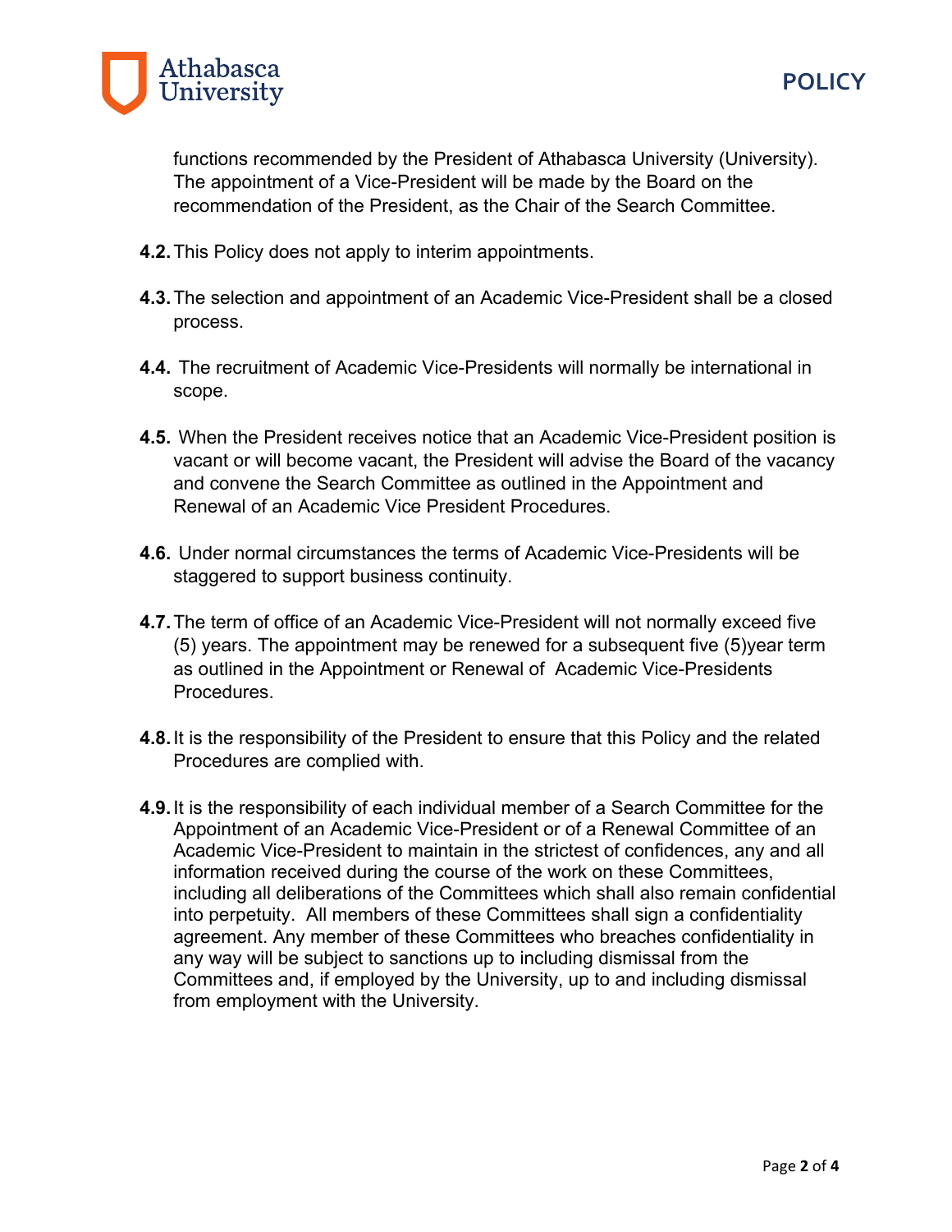functions recommended by the President of Athabasca University (University). The appointment of a Vice-President will be made by the Board on the recommendation of the President, as the Chair of the Search Committee.

**4.2.** This Policy does not apply to interim appointments.

**4.3.** The selection and appointment of an Academic Vice-President shall be a closed process.

**4.4.** The recruitment of Academic Vice-Presidents will normally be international in scope.

**4.5.** When the President receives notice that an Academic Vice-President position is vacant or will become vacant, the President will advise the Board of the vacancy and convene the Search Committee as outlined in the Appointment and Renewal of an Academic Vice President Procedures.

**4.6.** Under normal circumstances the terms of Academic Vice-Presidents will be staggered to support business continuity.

**4.7.** The term of office of an Academic Vice-President will not normally exceed five (5) years. The appointment may be renewed for a subsequent five (5)year term as outlined in the Appointment or Renewal of Academic Vice-Presidents Procedures.

**4.8.** It is the responsibility of the President to ensure that this Policy and the related Procedures are complied with.

**4.9.** It is the responsibility of each individual member of a Search Committee for the Appointment of an Academic Vice-President or of a Renewal Committee of an Academic Vice-President to maintain in the strictest of confidences, any and all information received during the course of the work on these Committees, including all deliberations of the Committees which shall also remain confidential into perpetuity. All members of these Committees shall sign a confidentiality agreement. Any member of these Committees who breaches confidentiality in any way will be subject to sanctions up to including dismissal from the Committees and, if employed by the University, up to and including dismissal from employment with the University.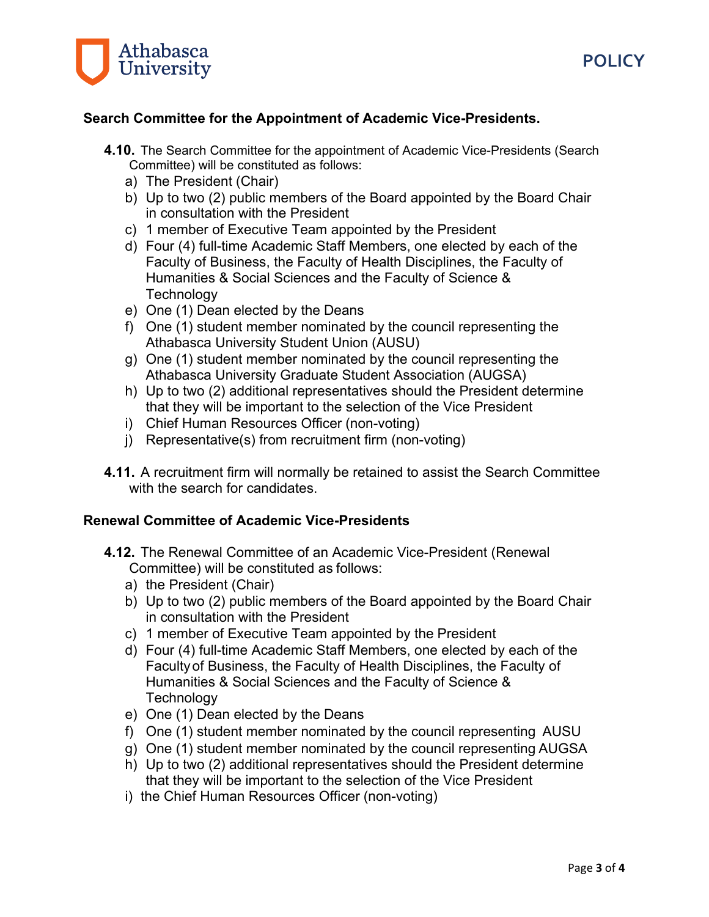### Search Committee for the Appointment of Academic Vice-Presidents.

**4.10.** The Search Committee for the appointment of Academic Vice-Presidents (Search Committee) will be constituted as follows:

a) The President (Chair)
b) Up to two (2) public members of the Board appointed by the Board Chair in consultation with the President
c) 1 member of Executive Team appointed by the President
d) Four (4) full-time Academic Staff Members, one elected by each of the Faculty of Business, the Faculty of Health Disciplines, the Faculty of Humanities & Social Sciences and the Faculty of Science & Technology
e) One (1) Dean elected by the Deans
f) One (1) student member nominated by the council representing the Athabasca University Student Union (AUSU)
g) One (1) student member nominated by the council representing the Athabasca University Graduate Student Association (AUGSA)
h) Up to two (2) additional representatives should the President determine that they will be important to the selection of the Vice President
i) Chief Human Resources Officer (non-voting)
j) Representative(s) from recruitment firm (non-voting)

**4.11.** A recruitment firm will normally be retained to assist the Search Committee with the search for candidates.

### Renewal Committee of Academic Vice-Presidents

**4.12.** The Renewal Committee of an Academic Vice-President (Renewal Committee) will be constituted as follows:

a) the President (Chair)
b) Up to two (2) public members of the Board appointed by the Board Chair in consultation with the President
c) 1 member of Executive Team appointed by the President
d) Four (4) full-time Academic Staff Members, one elected by each of the Faculty of Business, the Faculty of Health Disciplines, the Faculty of Humanities & Social Sciences and the Faculty of Science & Technology
e) One (1) Dean elected by the Deans
f) One (1) student member nominated by the council representing AUSU
g) One (1) student member nominated by the council representing AUGSA
h) Up to two (2) additional representatives should the President determine that they will be important to the selection of the Vice President
i) the Chief Human Resources Officer (non-voting)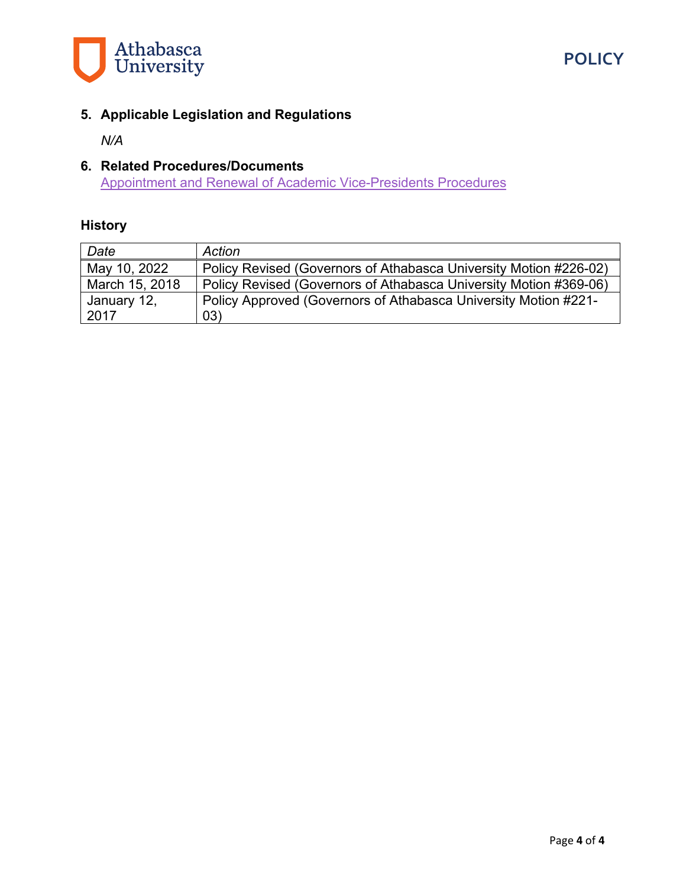## 5. Applicable Legislation and Regulations

*N/A*

## 6. Related Procedures/Documents

Appointment and Renewal of Academic Vice-Presidents Procedures

## History

| *Date* | *Action* |
|---|---|
| May 10, 2022 | Policy Revised (Governors of Athabasca University Motion #226-02) |
| March 15, 2018 | Policy Revised (Governors of Athabasca University Motion #369-06) |
| January 12, 2017 | Policy Approved (Governors of Athabasca University Motion #221-03) |